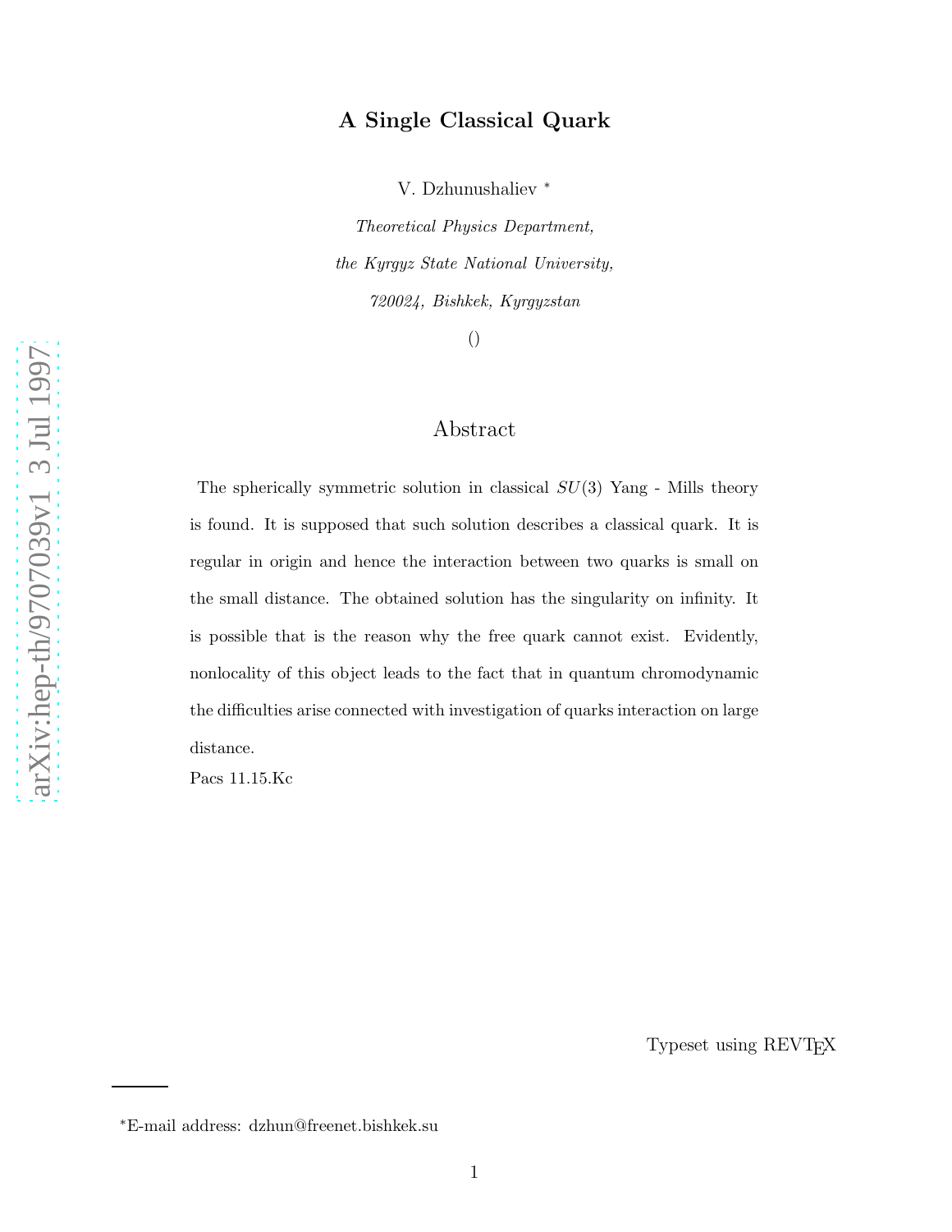# A Single Classical Quark

V. Dzhunushaliev *

*Theoretical Physics Department,*

*the Kyrgyz State National University,*

*720024, Bishkek, Kyrgyzstan*

()

## Abstract

The spherically symmetric solution in classical $SU(3)$ Yang - Mills theory is found. It is supposed that such solution describes a classical quark. It is regular in origin and hence the interaction between two quarks is small on the small distance. The obtained solution has the singularity on infinity. It is possible that is the reason why the free quark cannot exist. Evidently, nonlocality of this object leads to the fact that in quantum chromodynamic the difficulties arise connected with investigation of quarks interaction on large distance.

Pacs 11.15.Kc

Typeset using REVTEX

*E-mail address: dzhun@freenet.bishkek.su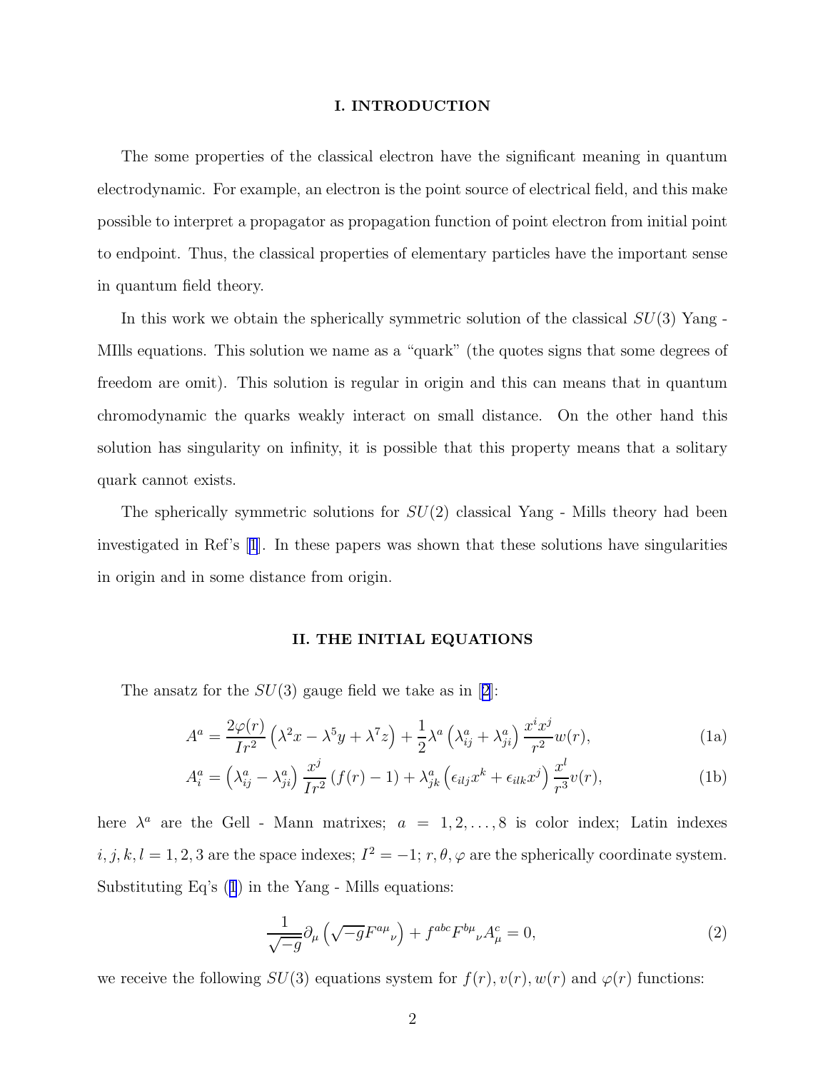## I. INTRODUCTION

The some properties of the classical electron have the significant meaning in quantum electrodynamic. For example, an electron is the point source of electrical field, and this make possible to interpret a propagator as propagation function of point electron from initial point to endpoint. Thus, the classical properties of elementary particles have the important sense in quantum field theory.

In this work we obtain the spherically symmetric solution of the classical $SU(3)$ Yang - MIlls equations. This solution we name as a "quark" (the quotes signs that some degrees of freedom are omit). This solution is regular in origin and this can means that in quantum chromodynamic the quarks weakly interact on small distance. On the other hand this solution has singularity on infinity, it is possible that this property means that a solitary quark cannot exists.

The spherically symmetric solutions for $SU(2)$ classical Yang - Mills theory had been investigated in Ref's [1]. In these papers was shown that these solutions have singularities in origin and in some distance from origin.

## II. THE INITIAL EQUATIONS

The ansatz for the $SU(3)$ gauge field we take as in [2]:

$$A^a = \frac{2\varphi(r)}{Ir^2}\left(\lambda^2 x - \lambda^5 y + \lambda^7 z\right) + \frac{1}{2}\lambda^a\left(\lambda^a_{ij} + \lambda^a_{ji}\right)\frac{x^i x^j}{r^2} w(r), \tag{1a}$$

$$A^a_i = \left(\lambda^a_{ij} - \lambda^a_{ji}\right)\frac{x^j}{Ir^2}\left(f(r) - 1\right) + \lambda^a_{jk}\left(\epsilon_{ilj}x^k + \epsilon_{ilk}x^j\right)\frac{x^l}{r^3}v(r), \tag{1b}$$

here $\lambda^a$ are the Gell - Mann matrixes; $a = 1, 2, \ldots, 8$ is color index; Latin indexes $i, j, k, l = 1, 2, 3$ are the space indexes; $I^2 = -1$; $r, \theta, \varphi$ are the spherically coordinate system. Substituting Eq's (1) in the Yang - Mills equations:

$$\frac{1}{\sqrt{-g}}\partial_\mu\left(\sqrt{-g}F^{a\mu}{}_\nu\right) + f^{abc}F^{b\mu}{}_\nu A^c_\mu = 0, \tag{2}$$

we receive the following $SU(3)$ equations system for $f(r), v(r), w(r)$ and $\varphi(r)$ functions: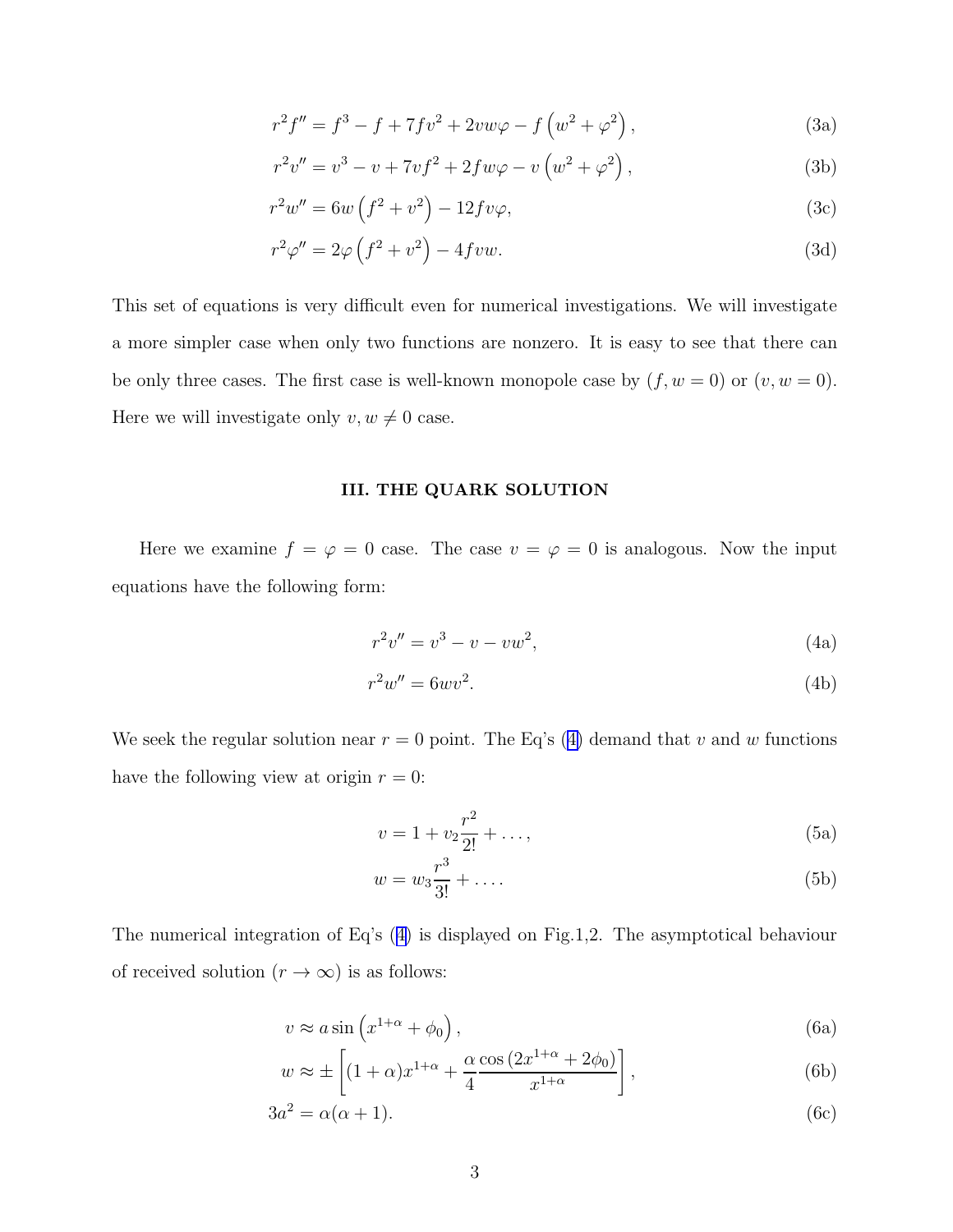$$r^2 f'' = f^3 - f + 7fv^2 + 2vw\varphi - f\left(w^2 + \varphi^2\right), \tag{3a}$$

$$r^2 v'' = v^3 - v + 7vf^2 + 2fw\varphi - v\left(w^2 + \varphi^2\right), \tag{3b}$$

$$r^2 w'' = 6w\left(f^2 + v^2\right) - 12fv\varphi, \tag{3c}$$

$$r^2 \varphi'' = 2\varphi\left(f^2 + v^2\right) - 4fvw. \tag{3d}$$

This set of equations is very difficult even for numerical investigations. We will investigate a more simpler case when only two functions are nonzero. It is easy to see that there can be only three cases. The first case is well-known monopole case by $(f, w = 0)$ or $(v, w = 0)$. Here we will investigate only $v, w \neq 0$ case.

## III. THE QUARK SOLUTION

Here we examine $f = \varphi = 0$ case. The case $v = \varphi = 0$ is analogous. Now the input equations have the following form:

$$r^2 v'' = v^3 - v - vw^2, \tag{4a}$$

$$r^2 w'' = 6wv^2. \tag{4b}$$

We seek the regular solution near $r = 0$ point. The Eq's (4) demand that $v$ and $w$ functions have the following view at origin $r = 0$:

$$v = 1 + v_2 \frac{r^2}{2!} + \ldots, \tag{5a}$$

$$w = w_3 \frac{r^3}{3!} + \ldots. \tag{5b}$$

The numerical integration of Eq's (4) is displayed on Fig.1,2. The asymptotical behaviour of received solution $(r \to \infty)$ is as follows:

$$v \approx a \sin\left(x^{1+\alpha} + \phi_0\right), \tag{6a}$$

$$w \approx \pm\left[(1+\alpha)x^{1+\alpha} + \frac{\alpha}{4}\frac{\cos\left(2x^{1+\alpha} + 2\phi_0\right)}{x^{1+\alpha}}\right], \tag{6b}$$

$$3a^2 = \alpha(\alpha + 1). \tag{6c}$$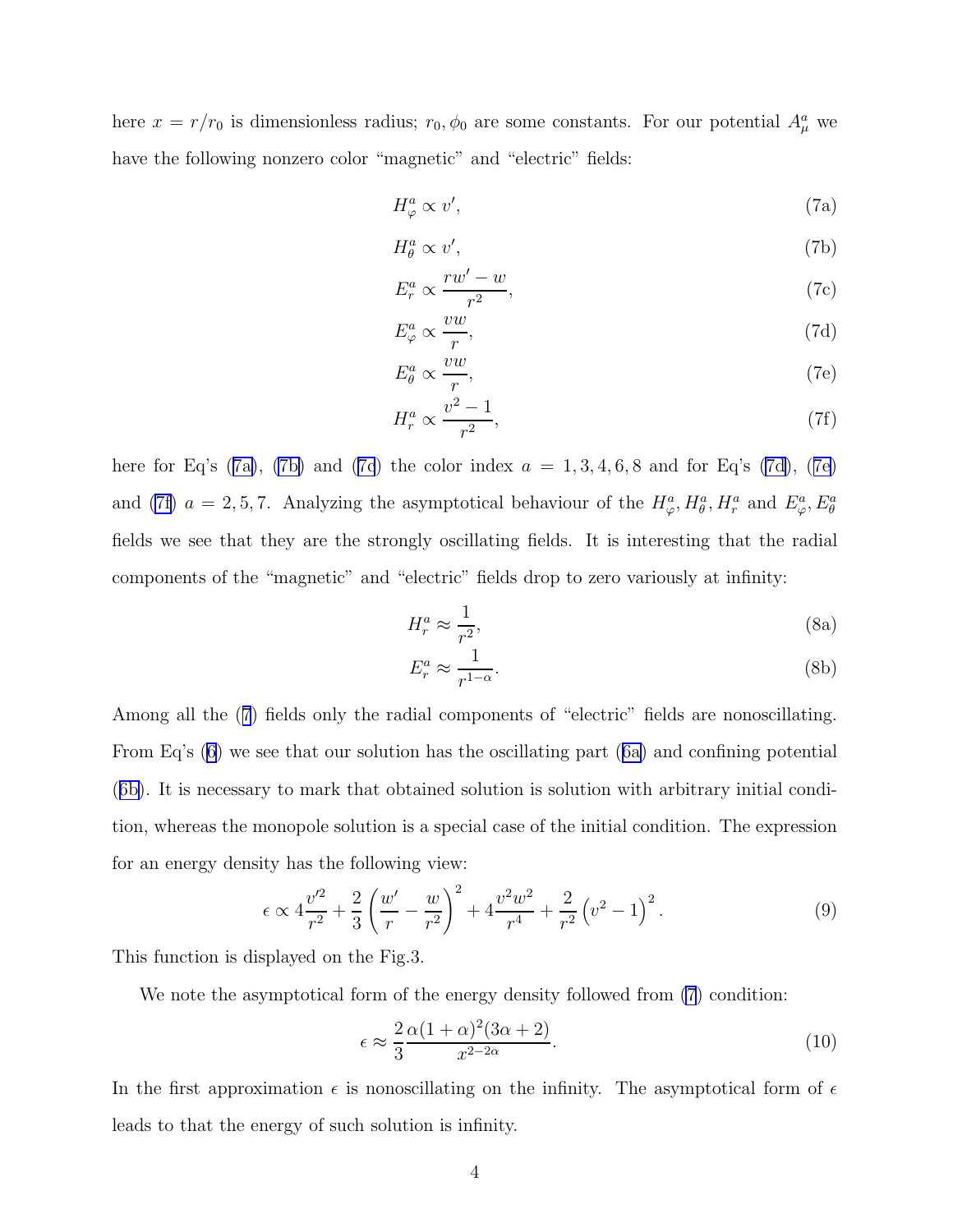here $x = r/r_0$ is dimensionless radius; $r_0, \phi_0$ are some constants. For our potential $A^a_\mu$ we have the following nonzero color "magnetic" and "electric" fields:

$$H^a_\varphi \propto v', \tag{7a}$$

$$H^a_\theta \propto v', \tag{7b}$$

$$E^a_r \propto \frac{rw' - w}{r^2}, \tag{7c}$$

$$E^a_\varphi \propto \frac{vw}{r}, \tag{7d}$$

$$E^a_\theta \propto \frac{vw}{r}, \tag{7e}$$

$$H^a_r \propto \frac{v^2 - 1}{r^2}, \tag{7f}$$

here for Eq's (7a), (7b) and (7c) the color index $a = 1, 3, 4, 6, 8$ and for Eq's (7d), (7e) and (7f) $a = 2, 5, 7$. Analyzing the asymptotical behaviour of the $H^a_\varphi, H^a_\theta, H^a_r$ and $E^a_\varphi, E^a_\theta$ fields we see that they are the strongly oscillating fields. It is interesting that the radial components of the "magnetic" and "electric" fields drop to zero variously at infinity:

$$H^a_r \approx \frac{1}{r^2}, \tag{8a}$$

$$E^a_r \approx \frac{1}{r^{1-\alpha}}. \tag{8b}$$

Among all the (7) fields only the radial components of "electric" fields are nonoscillating. From Eq's (6) we see that our solution has the oscillating part (6a) and confining potential (6b). It is necessary to mark that obtained solution is solution with arbitrary initial condition, whereas the monopole solution is a special case of the initial condition. The expression for an energy density has the following view:

$$\epsilon \propto 4\frac{v'^2}{r^2} + \frac{2}{3}\left(\frac{w'}{r} - \frac{w}{r^2}\right)^2 + 4\frac{v^2 w^2}{r^4} + \frac{2}{r^2}\left(v^2 - 1\right)^2. \tag{9}$$

This function is displayed on the Fig.3.

We note the asymptotical form of the energy density followed from (7) condition:

$$\epsilon \approx \frac{2}{3}\frac{\alpha(1+\alpha)^2(3\alpha+2)}{x^{2-2\alpha}}. \tag{10}$$

In the first approximation $\epsilon$ is nonoscillating on the infinity. The asymptotical form of $\epsilon$ leads to that the energy of such solution is infinity.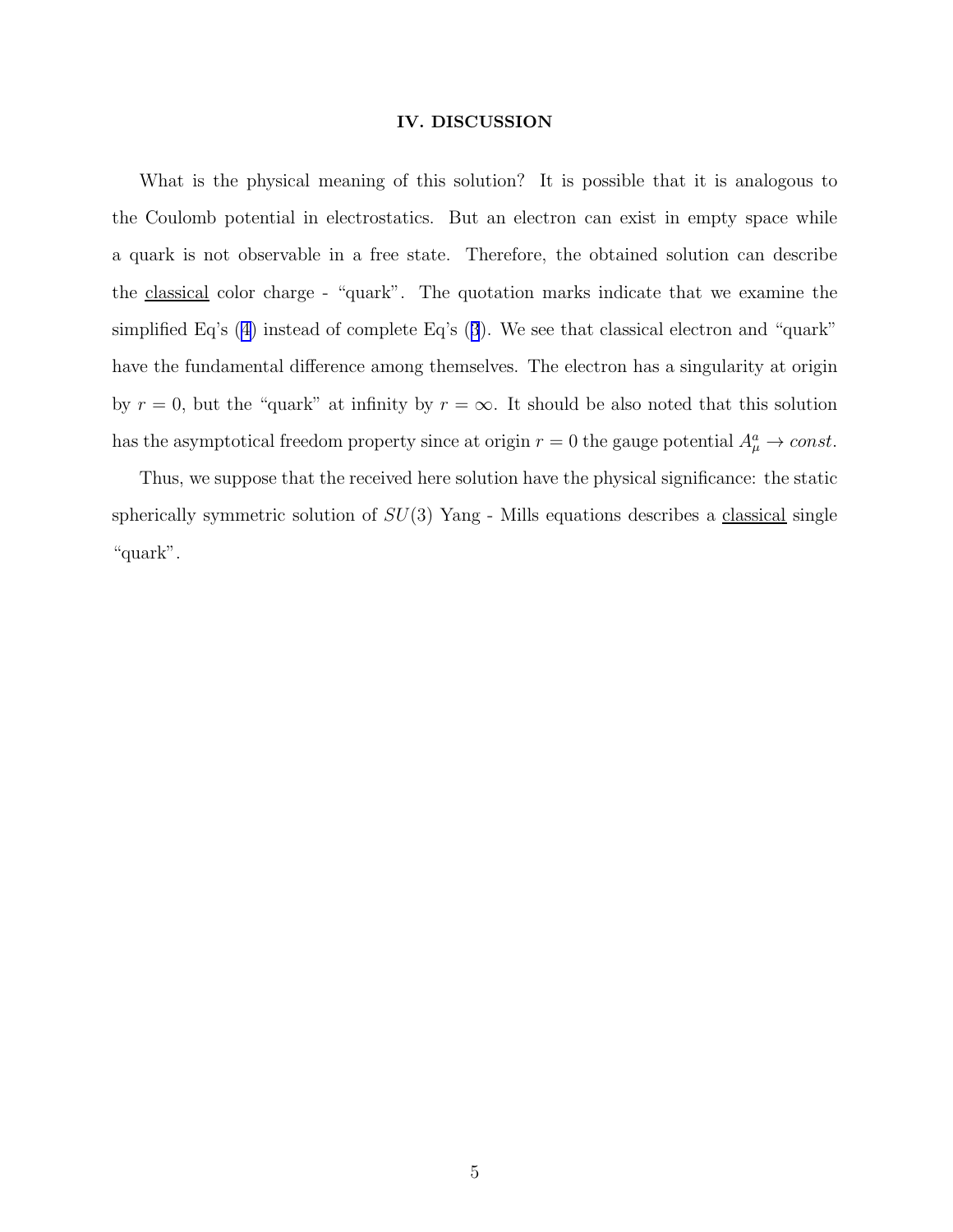## IV. DISCUSSION

What is the physical meaning of this solution? It is possible that it is analogous to the Coulomb potential in electrostatics. But an electron can exist in empty space while a quark is not observable in a free state. Therefore, the obtained solution can describe the classical color charge - "quark". The quotation marks indicate that we examine the simplified Eq's (4) instead of complete Eq's (3). We see that classical electron and "quark" have the fundamental difference among themselves. The electron has a singularity at origin by $r = 0$, but the "quark" at infinity by $r = \infty$. It should be also noted that this solution has the asymptotical freedom property since at origin $r = 0$ the gauge potential $A^a_\mu \to const$.

Thus, we suppose that the received here solution have the physical significance: the static spherically symmetric solution of $SU(3)$ Yang - Mills equations describes a classical single "quark".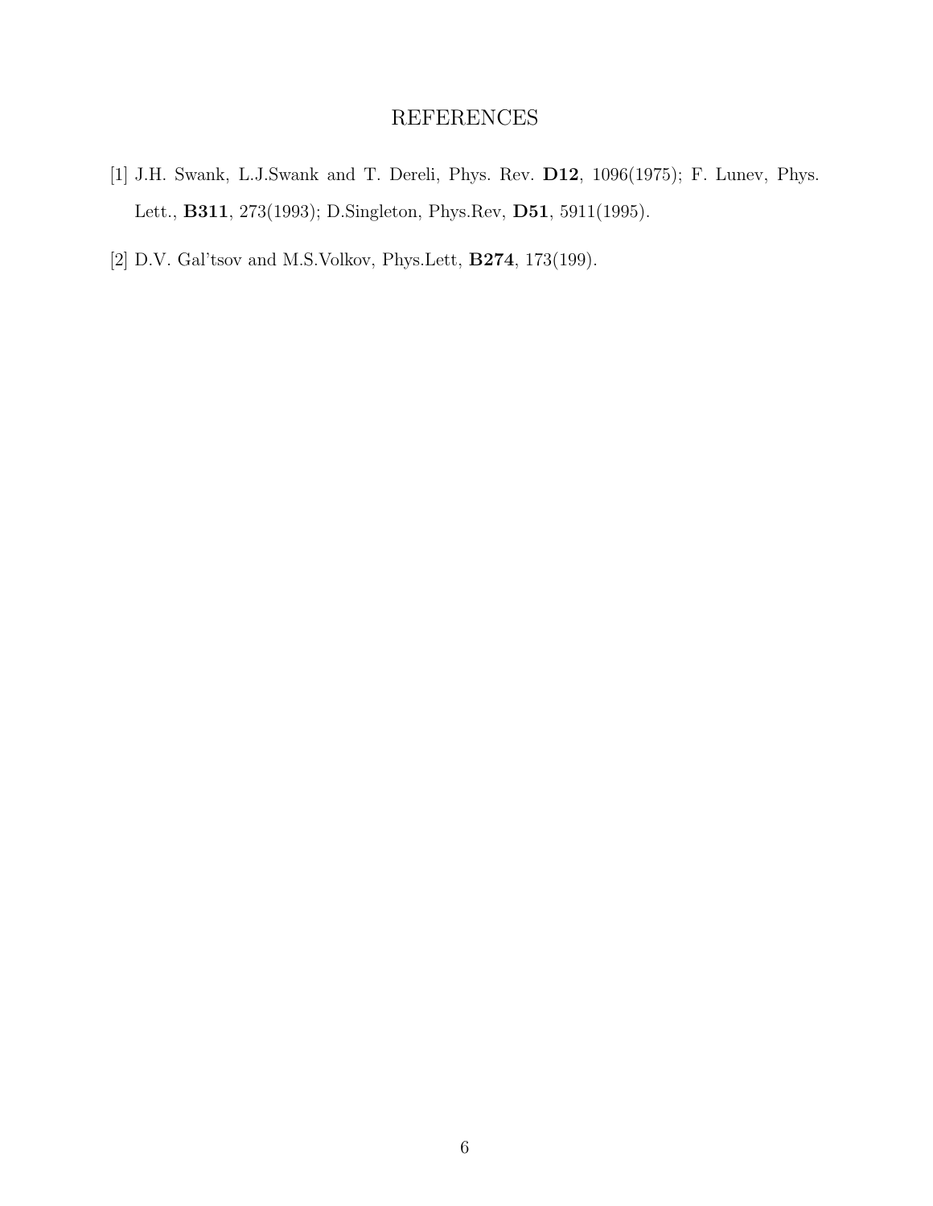# REFERENCES

[1] J.H. Swank, L.J.Swank and T. Dereli, Phys. Rev. **D12**, 1096(1975); F. Lunev, Phys. Lett., **B311**, 273(1993); D.Singleton, Phys.Rev, **D51**, 5911(1995).

[2] D.V. Gal'tsov and M.S.Volkov, Phys.Lett, **B274**, 173(199).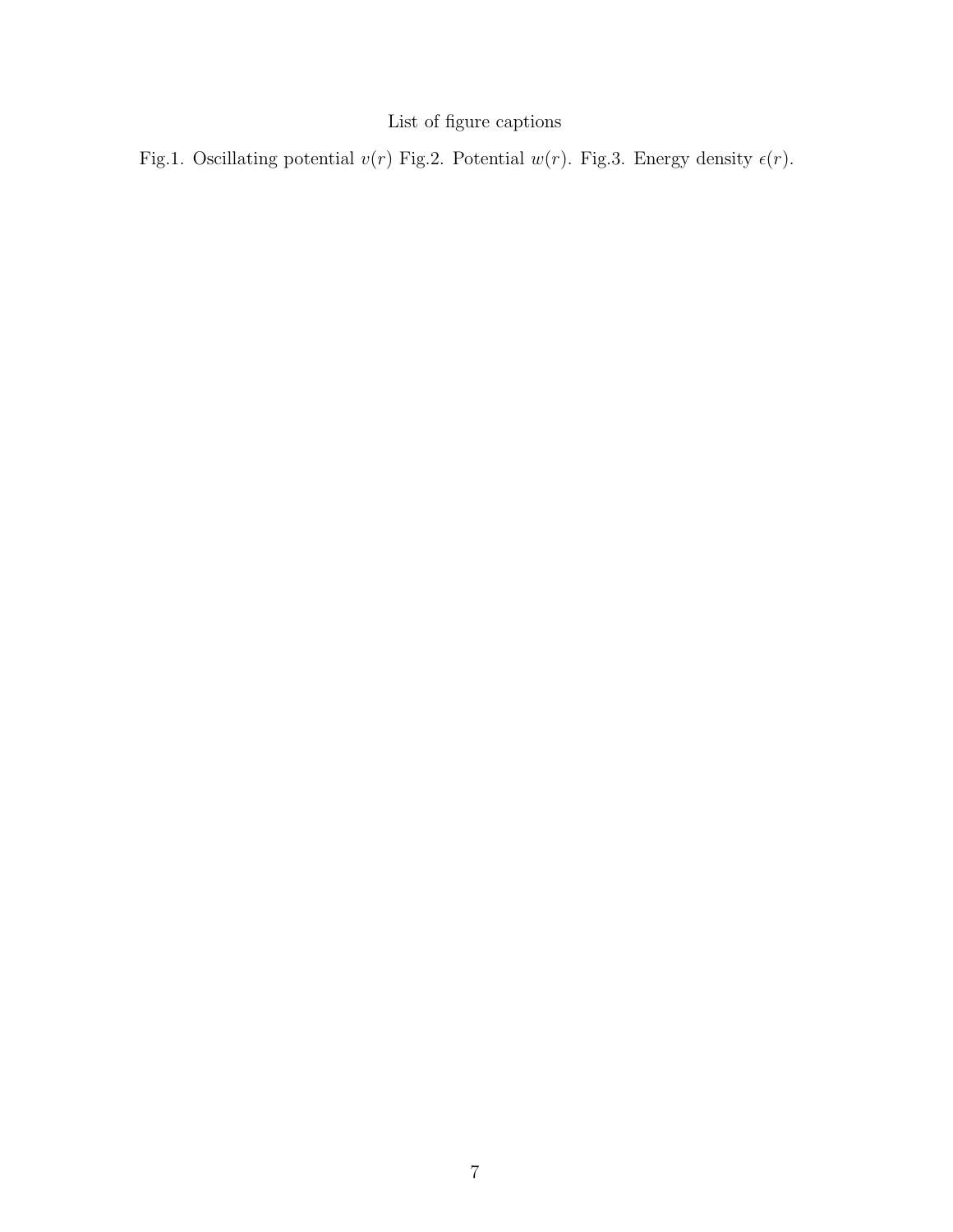List of figure captions

Fig.1. Oscillating potential $v(r)$ Fig.2. Potential $w(r)$. Fig.3. Energy density $\epsilon(r)$.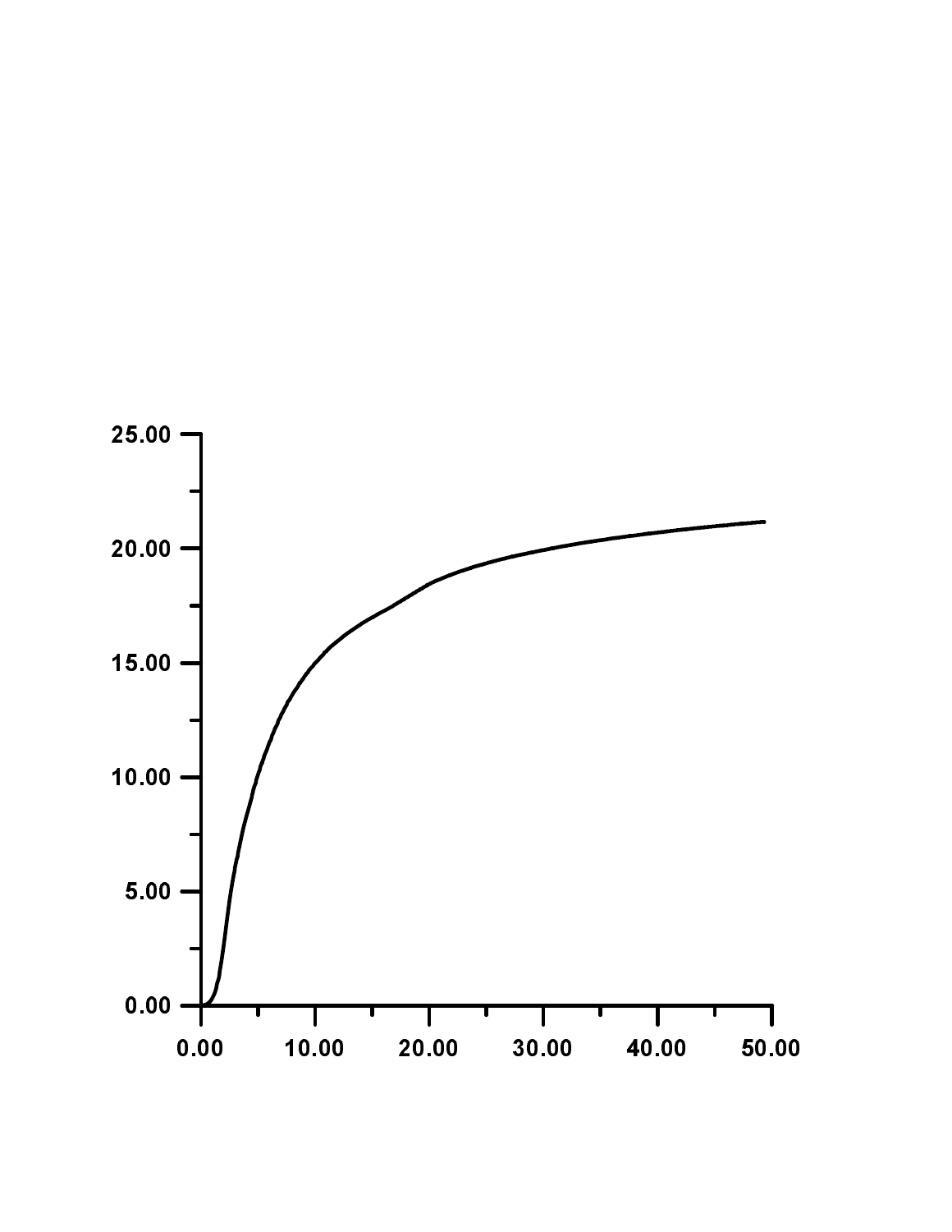25.00

20.00

15.00

10.00

5.00

0.00

0.00 10.00 20.00 30.00 40.00 50.00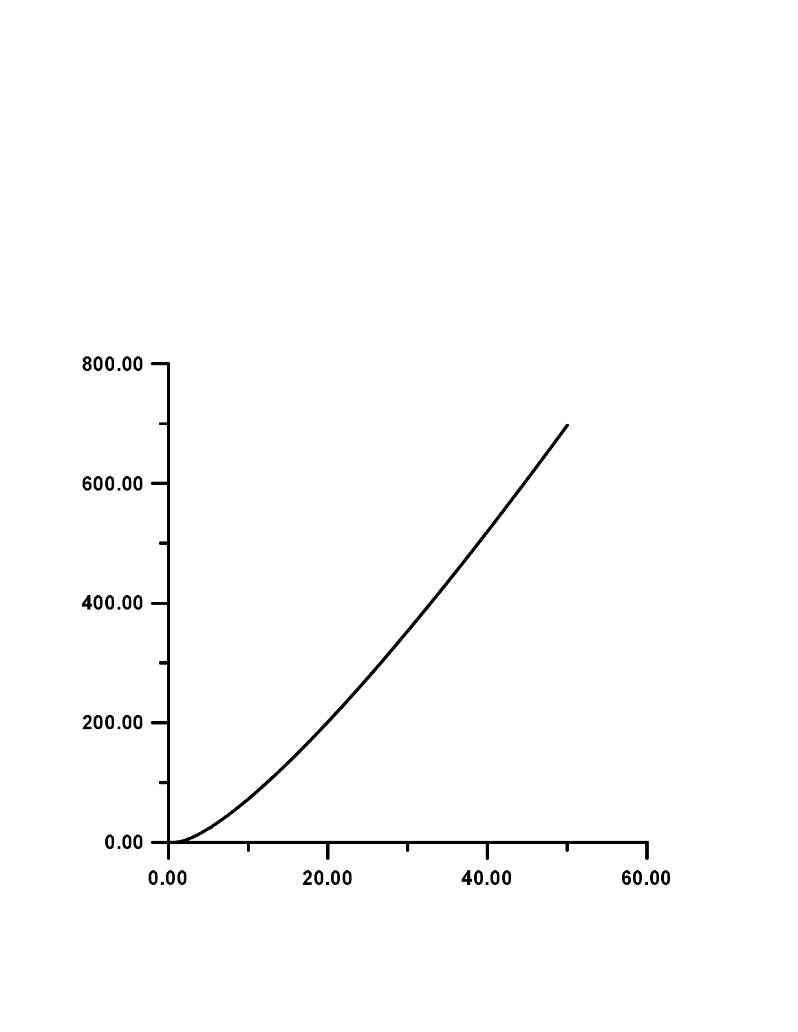800.00

600.00

400.00

200.00

0.00

0.00

20.00

40.00

60.00